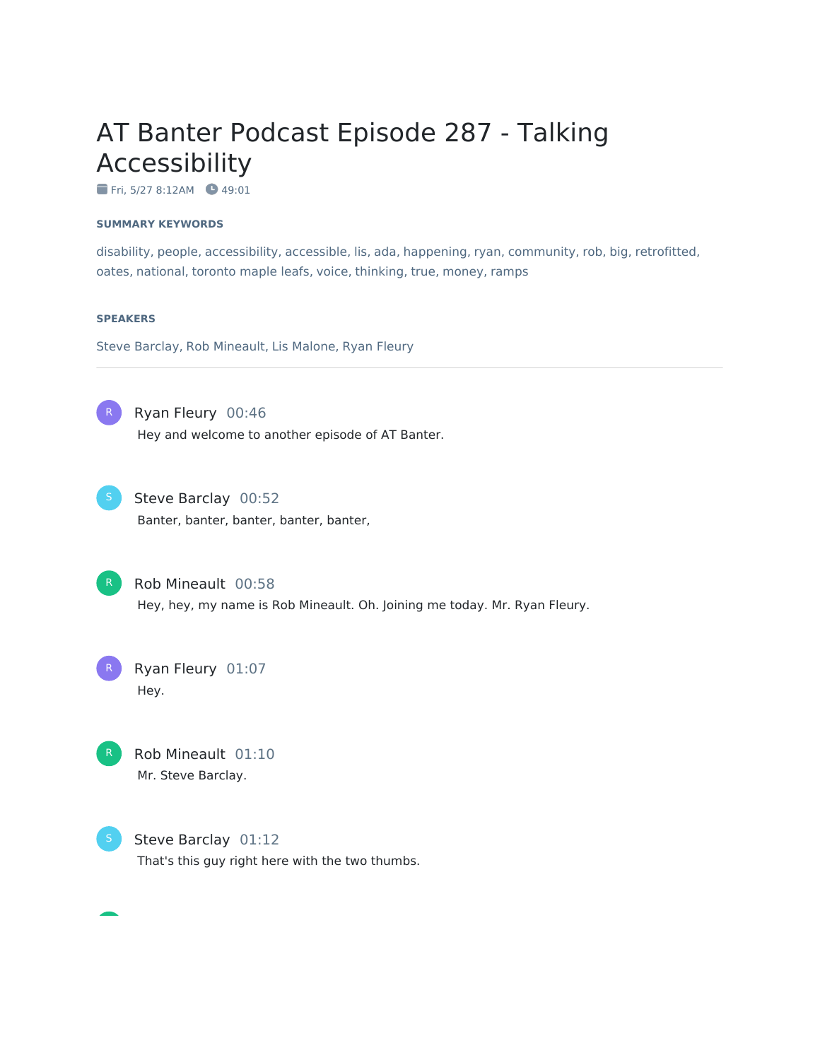# AT Banter Podcast Episode 287 - Talking Accessibility

Fri, 5/27 8:12AM 49:01

**SUMMARY KEYWORDS**

disability, people, accessibility, accessible, lis, ada, happening, ryan, community, rob, big, retrofitted, oates, national, toronto maple leafs, voice, thinking, true, money, ramps

**SPEAKERS**

Steve Barclay, Rob Mineault, Lis Malone, Ryan Fleury

---

**Ryan Fleury** 00:46
Hey and welcome to another episode of AT Banter.

**Steve Barclay** 00:52
Banter, banter, banter, banter, banter,

**Rob Mineault** 00:58
Hey, hey, my name is Rob Mineault. Oh. Joining me today. Mr. Ryan Fleury.

**Ryan Fleury** 01:07
Hey.

**Rob Mineault** 01:10
Mr. Steve Barclay.

**Steve Barclay** 01:12
That's this guy right here with the two thumbs.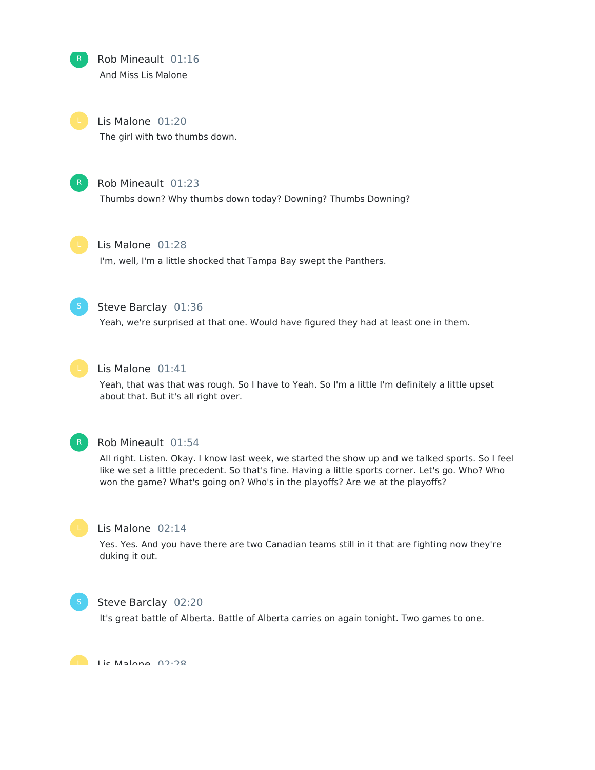**Rob Mineault** 01:16
And Miss Lis Malone

**Lis Malone** 01:20
The girl with two thumbs down.

**Rob Mineault** 01:23
Thumbs down? Why thumbs down today? Downing? Thumbs Downing?

**Lis Malone** 01:28
I'm, well, I'm a little shocked that Tampa Bay swept the Panthers.

**Steve Barclay** 01:36
Yeah, we're surprised at that one. Would have figured they had at least one in them.

**Lis Malone** 01:41
Yeah, that was that was rough. So I have to Yeah. So I'm a little I'm definitely a little upset about that. But it's all right over.

**Rob Mineault** 01:54
All right. Listen. Okay. I know last week, we started the show up and we talked sports. So I feel like we set a little precedent. So that's fine. Having a little sports corner. Let's go. Who? Who won the game? What's going on? Who's in the playoffs? Are we at the playoffs?

**Lis Malone** 02:14
Yes. Yes. And you have there are two Canadian teams still in it that are fighting now they're duking it out.

**Steve Barclay** 02:20
It's great battle of Alberta. Battle of Alberta carries on again tonight. Two games to one.

**Lis Malone** 02:28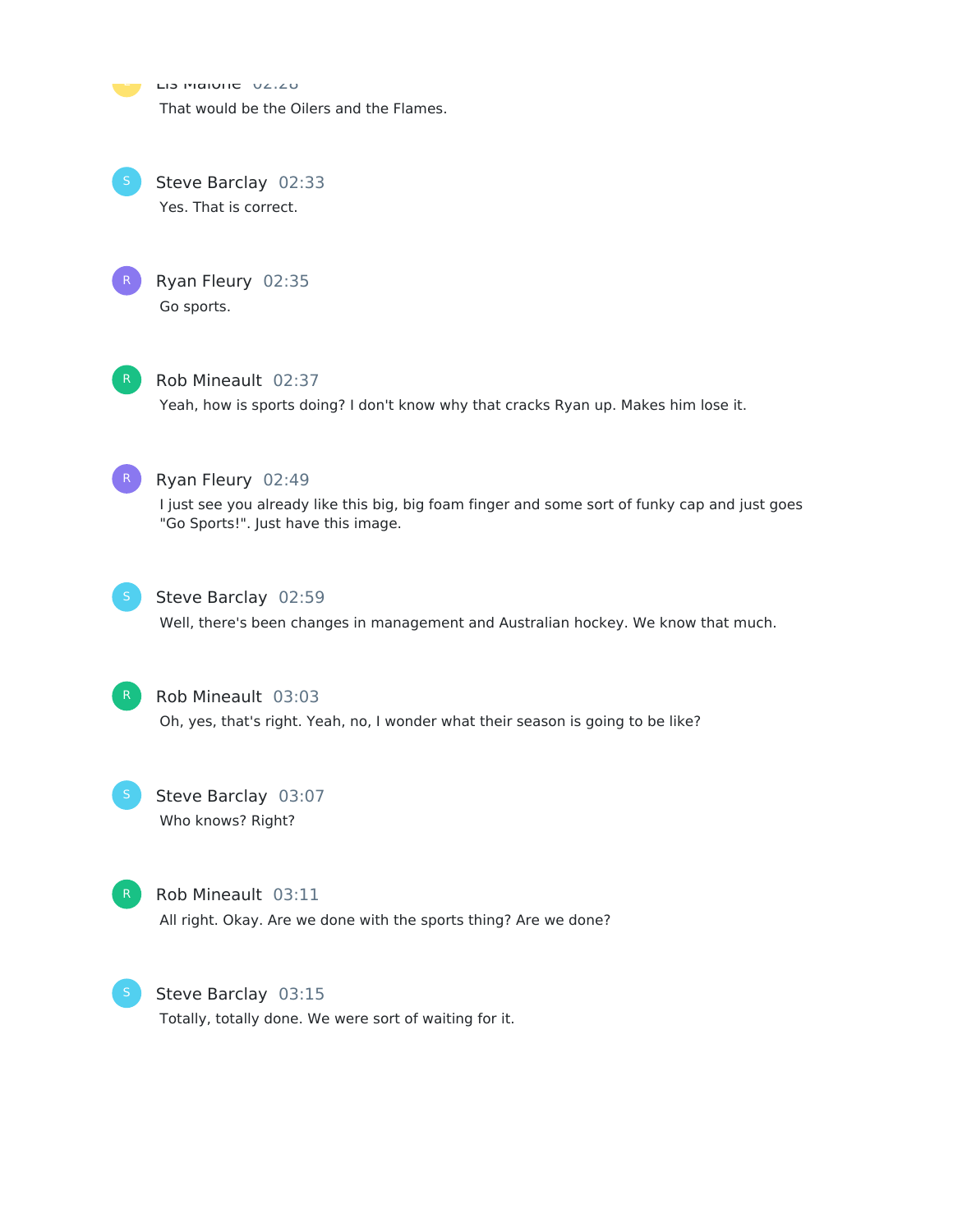Lis Malone 02:28

That would be the Oilers and the Flames.

Steve Barclay 02:33

Yes. That is correct.

Ryan Fleury 02:35

Go sports.

Rob Mineault 02:37

Yeah, how is sports doing? I don't know why that cracks Ryan up. Makes him lose it.

Ryan Fleury 02:49

I just see you already like this big, big foam finger and some sort of funky cap and just goes "Go Sports!". Just have this image.

Steve Barclay 02:59

Well, there's been changes in management and Australian hockey. We know that much.

Rob Mineault 03:03

Oh, yes, that's right. Yeah, no, I wonder what their season is going to be like?

Steve Barclay 03:07

Who knows? Right?

Rob Mineault 03:11

All right. Okay. Are we done with the sports thing? Are we done?

Steve Barclay 03:15

Totally, totally done. We were sort of waiting for it.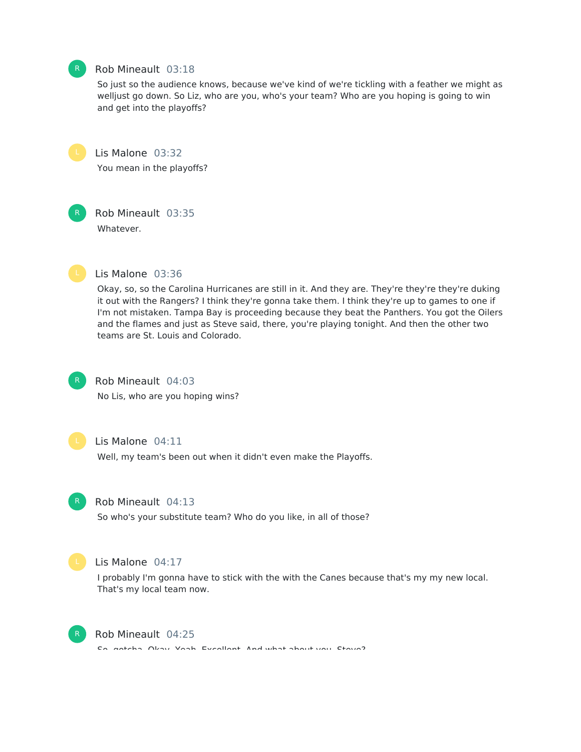Rob Mineault 03:18

So just so the audience knows, because we've kind of we're tickling with a feather we might as welljust go down. So Liz, who are you, who's your team? Who are you hoping is going to win and get into the playoffs?

Lis Malone 03:32

You mean in the playoffs?

Rob Mineault 03:35

Whatever.

Lis Malone 03:36

Okay, so, so the Carolina Hurricanes are still in it. And they are. They're they're they're duking it out with the Rangers? I think they're gonna take them. I think they're up to games to one if I'm not mistaken. Tampa Bay is proceeding because they beat the Panthers. You got the Oilers and the flames and just as Steve said, there, you're playing tonight. And then the other two teams are St. Louis and Colorado.

Rob Mineault 04:03

No Lis, who are you hoping wins?

Lis Malone 04:11

Well, my team's been out when it didn't even make the Playoffs.

Rob Mineault 04:13

So who's your substitute team? Who do you like, in all of those?

Lis Malone 04:17

I probably I'm gonna have to stick with the with the Canes because that's my my new local. That's my local team now.

Rob Mineault 04:25

So, gotcha. Okay. Yeah. Excellent. And what about you, Steve?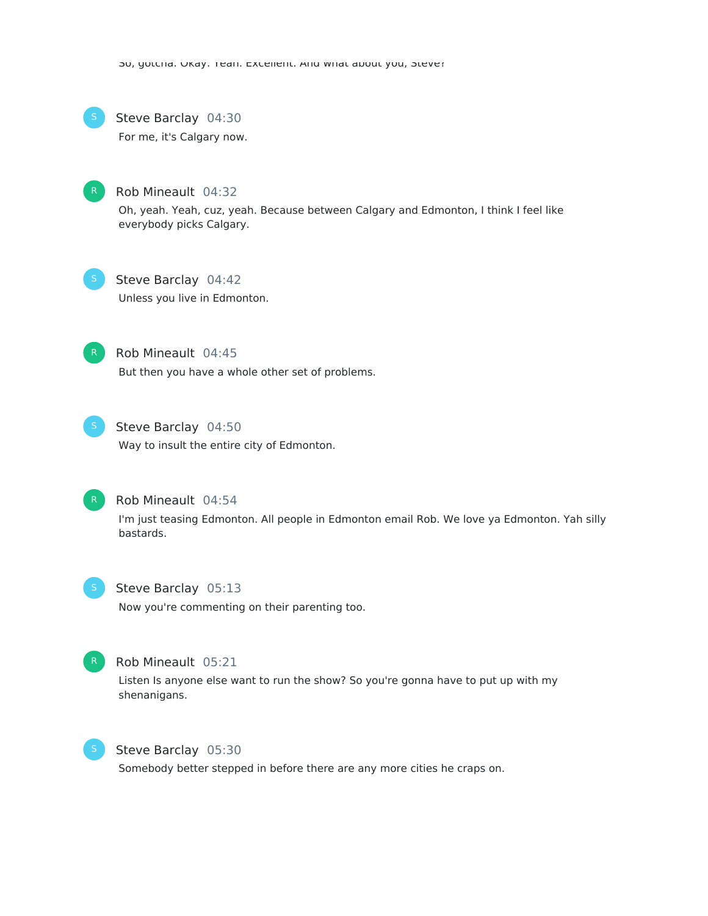So, gotcha. Okay. Yeah. Excellent. And what about you, Steve?

**Steve Barclay** 04:30

For me, it's Calgary now.

**Rob Mineault** 04:32

Oh, yeah. Yeah, cuz, yeah. Because between Calgary and Edmonton, I think I feel like everybody picks Calgary.

**Steve Barclay** 04:42

Unless you live in Edmonton.

**Rob Mineault** 04:45

But then you have a whole other set of problems.

**Steve Barclay** 04:50

Way to insult the entire city of Edmonton.

**Rob Mineault** 04:54

I'm just teasing Edmonton. All people in Edmonton email Rob. We love ya Edmonton. Yah silly bastards.

**Steve Barclay** 05:13

Now you're commenting on their parenting too.

**Rob Mineault** 05:21

Listen Is anyone else want to run the show? So you're gonna have to put up with my shenanigans.

**Steve Barclay** 05:30

Somebody better stepped in before there are any more cities he craps on.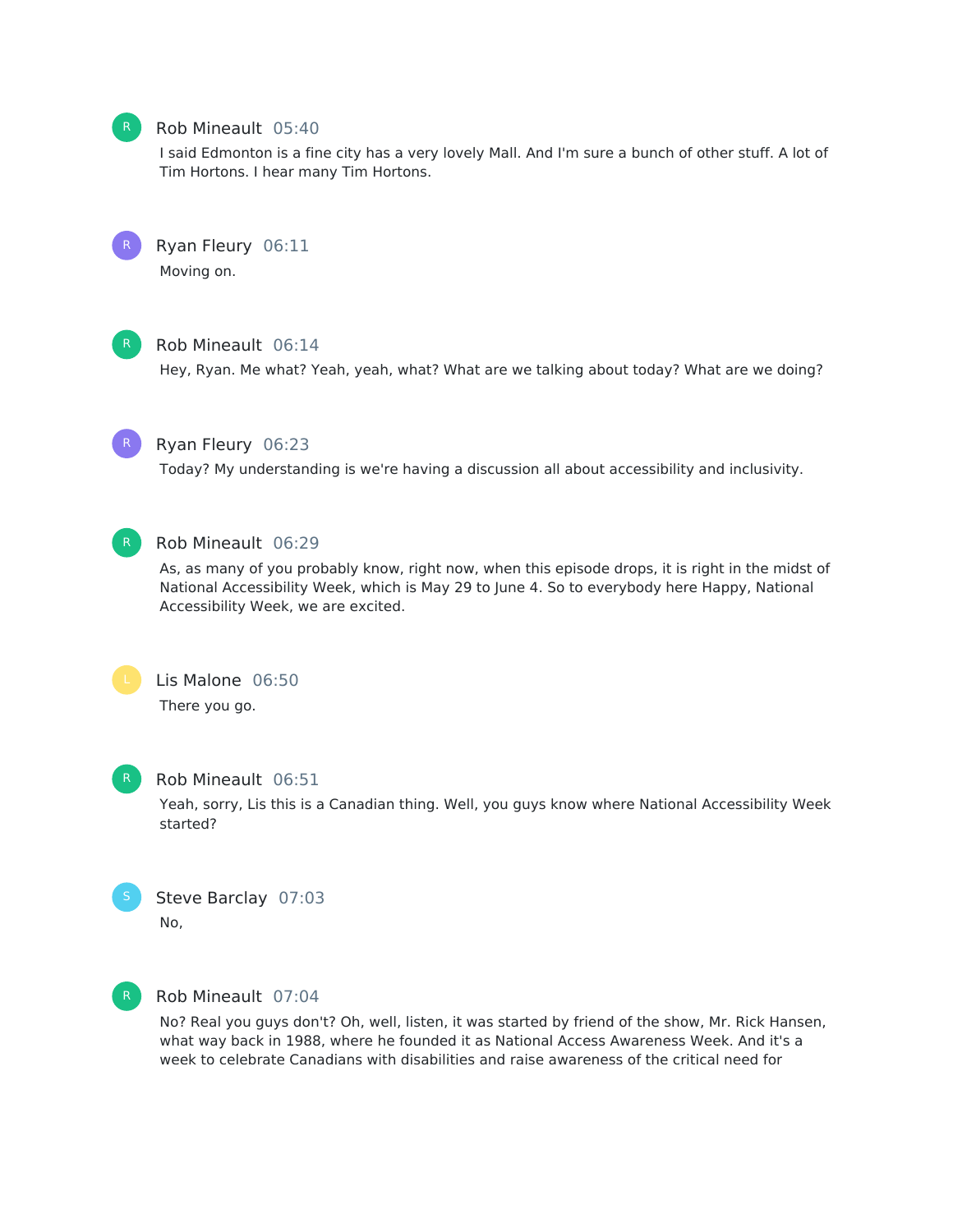Rob Mineault 05:40

I said Edmonton is a fine city has a very lovely Mall. And I'm sure a bunch of other stuff. A lot of Tim Hortons. I hear many Tim Hortons.

Ryan Fleury 06:11

Moving on.

Rob Mineault 06:14

Hey, Ryan. Me what? Yeah, yeah, what? What are we talking about today? What are we doing?

Ryan Fleury 06:23

Today? My understanding is we're having a discussion all about accessibility and inclusivity.

Rob Mineault 06:29

As, as many of you probably know, right now, when this episode drops, it is right in the midst of National Accessibility Week, which is May 29 to June 4. So to everybody here Happy, National Accessibility Week, we are excited.

Lis Malone 06:50

There you go.

Rob Mineault 06:51

Yeah, sorry, Lis this is a Canadian thing. Well, you guys know where National Accessibility Week started?

Steve Barclay 07:03

No,

Rob Mineault 07:04

No? Real you guys don't? Oh, well, listen, it was started by friend of the show, Mr. Rick Hansen, what way back in 1988, where he founded it as National Access Awareness Week. And it's a week to celebrate Canadians with disabilities and raise awareness of the critical need for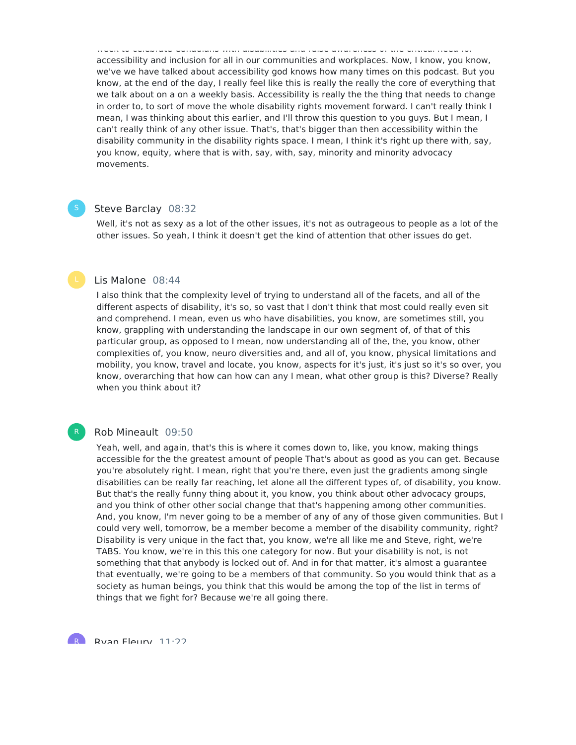accessibility and inclusion for all in our communities and workplaces. Now, I know, you know, we've we have talked about accessibility god knows how many times on this podcast. But you know, at the end of the day, I really feel like this is really the really the core of everything that we talk about on a on a weekly basis. Accessibility is really the the thing that needs to change in order to, to sort of move the whole disability rights movement forward. I can't really think I mean, I was thinking about this earlier, and I'll throw this question to you guys. But I mean, I can't really think of any other issue. That's, that's bigger than then accessibility within the disability community in the disability rights space. I mean, I think it's right up there with, say, you know, equity, where that is with, say, with, say, minority and minority advocacy movements.

**Steve Barclay** 08:32

Well, it's not as sexy as a lot of the other issues, it's not as outrageous to people as a lot of the other issues. So yeah, I think it doesn't get the kind of attention that other issues do get.

**Lis Malone** 08:44

I also think that the complexity level of trying to understand all of the facets, and all of the different aspects of disability, it's so, so vast that I don't think that most could really even sit and comprehend. I mean, even us who have disabilities, you know, are sometimes still, you know, grappling with understanding the landscape in our own segment of, of that of this particular group, as opposed to I mean, now understanding all of the, the, you know, other complexities of, you know, neuro diversities and, and all of, you know, physical limitations and mobility, you know, travel and locate, you know, aspects for it's just, it's just so it's so over, you know, overarching that how can how can any I mean, what other group is this? Diverse? Really when you think about it?

**Rob Mineault** 09:50

Yeah, well, and again, that's this is where it comes down to, like, you know, making things accessible for the the greatest amount of people That's about as good as you can get. Because you're absolutely right. I mean, right that you're there, even just the gradients among single disabilities can be really far reaching, let alone all the different types of, of disability, you know. But that's the really funny thing about it, you know, you think about other advocacy groups, and you think of other other social change that that's happening among other communities. And, you know, I'm never going to be a member of any of any of those given communities. But I could very well, tomorrow, be a member become a member of the disability community, right? Disability is very unique in the fact that, you know, we're all like me and Steve, right, we're TABS. You know, we're in this this one category for now. But your disability is not, is not something that that anybody is locked out of. And in for that matter, it's almost a guarantee that eventually, we're going to be a members of that community. So you would think that as a society as human beings, you think that this would be among the top of the list in terms of things that we fight for? Because we're all going there.

**Ryan Fleury** 11:22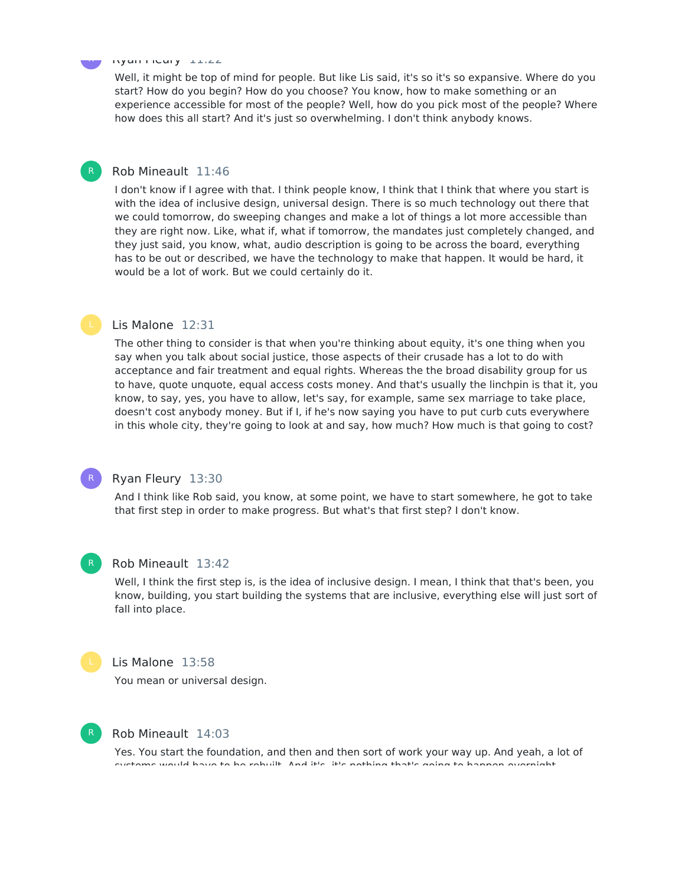Ryan Fleury 11:22

Well, it might be top of mind for people. But like Lis said, it's so it's so expansive. Where do you start? How do you begin? How do you choose? You know, how to make something or an experience accessible for most of the people? Well, how do you pick most of the people? Where how does this all start? And it's just so overwhelming. I don't think anybody knows.

Rob Mineault 11:46

I don't know if I agree with that. I think people know, I think that I think that where you start is with the idea of inclusive design, universal design. There is so much technology out there that we could tomorrow, do sweeping changes and make a lot of things a lot more accessible than they are right now. Like, what if, what if tomorrow, the mandates just completely changed, and they just said, you know, what, audio description is going to be across the board, everything has to be out or described, we have the technology to make that happen. It would be hard, it would be a lot of work. But we could certainly do it.

Lis Malone 12:31

The other thing to consider is that when you're thinking about equity, it's one thing when you say when you talk about social justice, those aspects of their crusade has a lot to do with acceptance and fair treatment and equal rights. Whereas the the broad disability group for us to have, quote unquote, equal access costs money. And that's usually the linchpin is that it, you know, to say, yes, you have to allow, let's say, for example, same sex marriage to take place, doesn't cost anybody money. But if I, if he's now saying you have to put curb cuts everywhere in this whole city, they're going to look at and say, how much? How much is that going to cost?

Ryan Fleury 13:30

And I think like Rob said, you know, at some point, we have to start somewhere, he got to take that first step in order to make progress. But what's that first step? I don't know.

Rob Mineault 13:42

Well, I think the first step is, is the idea of inclusive design. I mean, I think that that's been, you know, building, you start building the systems that are inclusive, everything else will just sort of fall into place.

Lis Malone 13:58

You mean or universal design.

Rob Mineault 14:03

Yes. You start the foundation, and then and then sort of work your way up. And yeah, a lot of systems would have to be rebuilt. And it's, it's nothing that's going to happen overnight.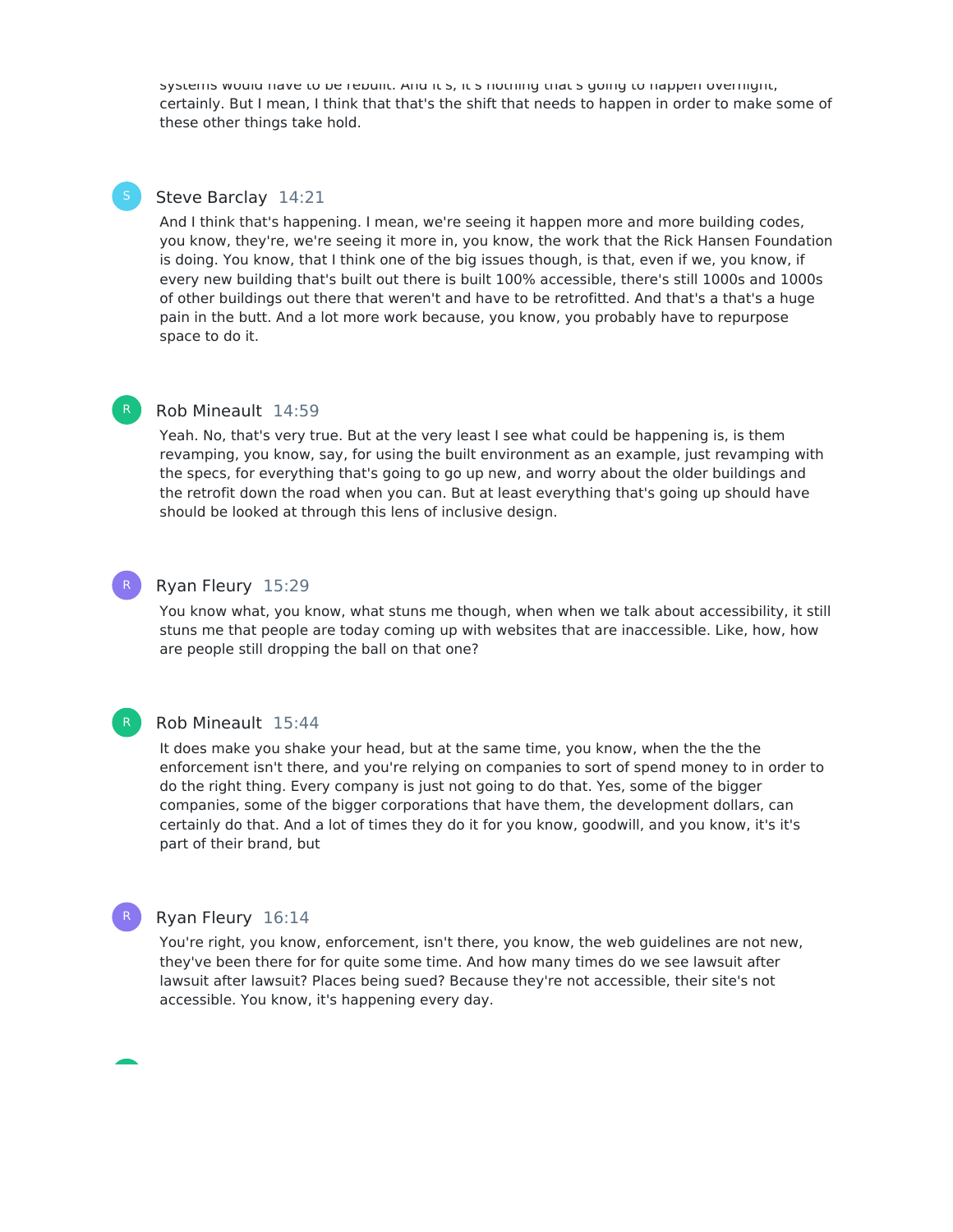systems would have to be rebuilt. And it's, it's nothing that's going to happen overnight, certainly. But I mean, I think that that's the shift that needs to happen in order to make some of these other things take hold.

**Steve Barclay** 14:21

And I think that's happening. I mean, we're seeing it happen more and more building codes, you know, they're, we're seeing it more in, you know, the work that the Rick Hansen Foundation is doing. You know, that I think one of the big issues though, is that, even if we, you know, if every new building that's built out there is built 100% accessible, there's still 1000s and 1000s of other buildings out there that weren't and have to be retrofitted. And that's a that's a huge pain in the butt. And a lot more work because, you know, you probably have to repurpose space to do it.

**Rob Mineault** 14:59

Yeah. No, that's very true. But at the very least I see what could be happening is, is them revamping, you know, say, for using the built environment as an example, just revamping with the specs, for everything that's going to go up new, and worry about the older buildings and the retrofit down the road when you can. But at least everything that's going up should have should be looked at through this lens of inclusive design.

**Ryan Fleury** 15:29

You know what, you know, what stuns me though, when when we talk about accessibility, it still stuns me that people are today coming up with websites that are inaccessible. Like, how, how are people still dropping the ball on that one?

**Rob Mineault** 15:44

It does make you shake your head, but at the same time, you know, when the the the enforcement isn't there, and you're relying on companies to sort of spend money to in order to do the right thing. Every company is just not going to do that. Yes, some of the bigger companies, some of the bigger corporations that have them, the development dollars, can certainly do that. And a lot of times they do it for you know, goodwill, and you know, it's it's part of their brand, but

**Ryan Fleury** 16:14

You're right, you know, enforcement, isn't there, you know, the web guidelines are not new, they've been there for for quite some time. And how many times do we see lawsuit after lawsuit after lawsuit? Places being sued? Because they're not accessible, their site's not accessible. You know, it's happening every day.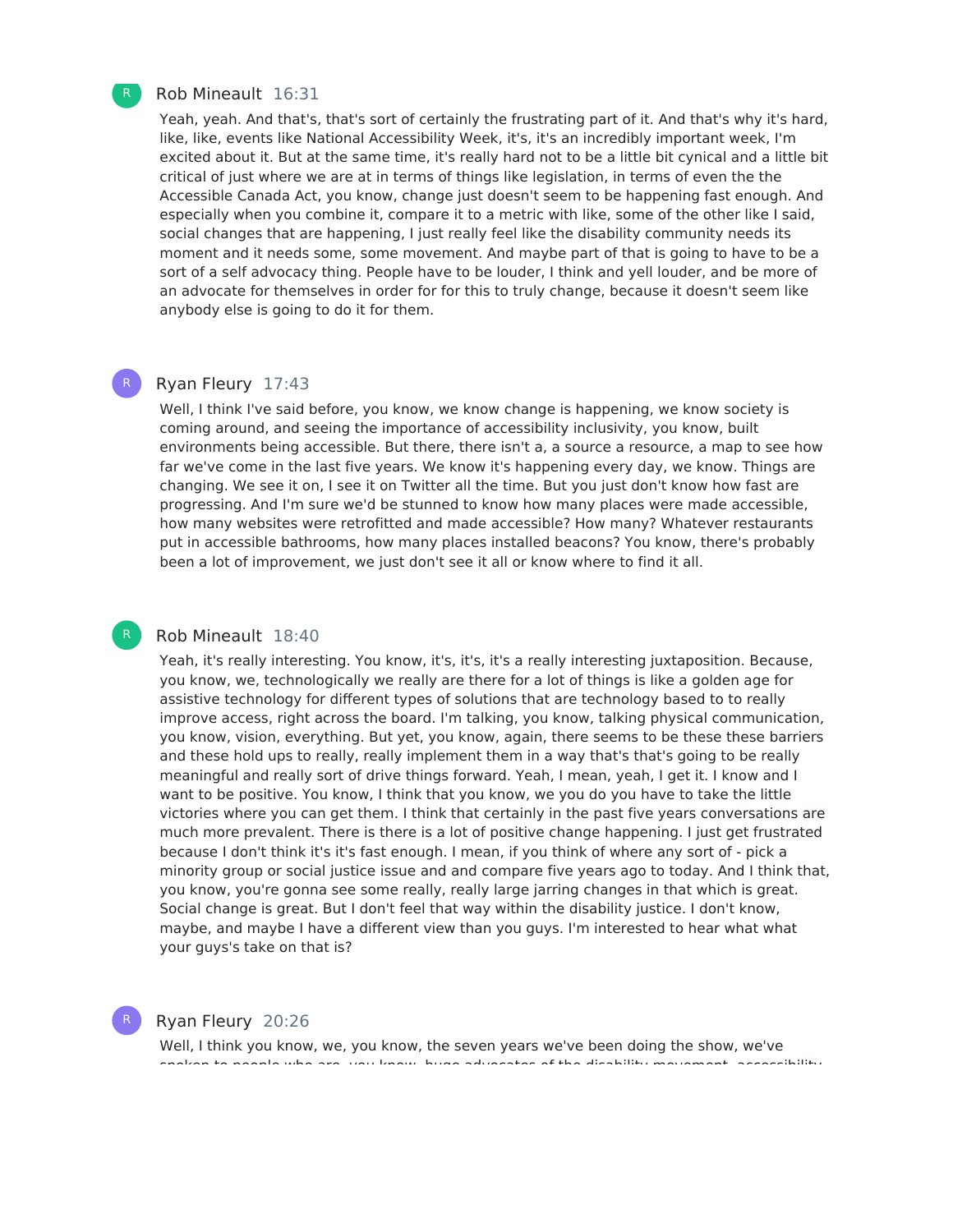**Rob Mineault** 16:31

Yeah, yeah. And that's, that's sort of certainly the frustrating part of it. And that's why it's hard, like, like, events like National Accessibility Week, it's, it's an incredibly important week, I'm excited about it. But at the same time, it's really hard not to be a little bit cynical and a little bit critical of just where we are at in terms of things like legislation, in terms of even the the Accessible Canada Act, you know, change just doesn't seem to be happening fast enough. And especially when you combine it, compare it to a metric with like, some of the other like I said, social changes that are happening, I just really feel like the disability community needs its moment and it needs some, some movement. And maybe part of that is going to have to be a sort of a self advocacy thing. People have to be louder, I think and yell louder, and be more of an advocate for themselves in order for for this to truly change, because it doesn't seem like anybody else is going to do it for them.

**Ryan Fleury** 17:43

Well, I think I've said before, you know, we know change is happening, we know society is coming around, and seeing the importance of accessibility inclusivity, you know, built environments being accessible. But there, there isn't a, a source a resource, a map to see how far we've come in the last five years. We know it's happening every day, we know. Things are changing. We see it on, I see it on Twitter all the time. But you just don't know how fast are progressing. And I'm sure we'd be stunned to know how many places were made accessible, how many websites were retrofitted and made accessible? How many? Whatever restaurants put in accessible bathrooms, how many places installed beacons? You know, there's probably been a lot of improvement, we just don't see it all or know where to find it all.

**Rob Mineault** 18:40

Yeah, it's really interesting. You know, it's, it's, it's a really interesting juxtaposition. Because, you know, we, technologically we really are there for a lot of things is like a golden age for assistive technology for different types of solutions that are technology based to to really improve access, right across the board. I'm talking, you know, talking physical communication, you know, vision, everything. But yet, you know, again, there seems to be these these barriers and these hold ups to really, really implement them in a way that's that's going to be really meaningful and really sort of drive things forward. Yeah, I mean, yeah, I get it. I know and I want to be positive. You know, I think that you know, we you do you have to take the little victories where you can get them. I think that certainly in the past five years conversations are much more prevalent. There is there is a lot of positive change happening. I just get frustrated because I don't think it's it's fast enough. I mean, if you think of where any sort of - pick a minority group or social justice issue and and compare five years ago to today. And I think that, you know, you're gonna see some really, really large jarring changes in that which is great. Social change is great. But I don't feel that way within the disability justice. I don't know, maybe, and maybe I have a different view than you guys. I'm interested to hear what what your guys's take on that is?

**Ryan Fleury** 20:26

Well, I think you know, we, you know, the seven years we've been doing the show, we've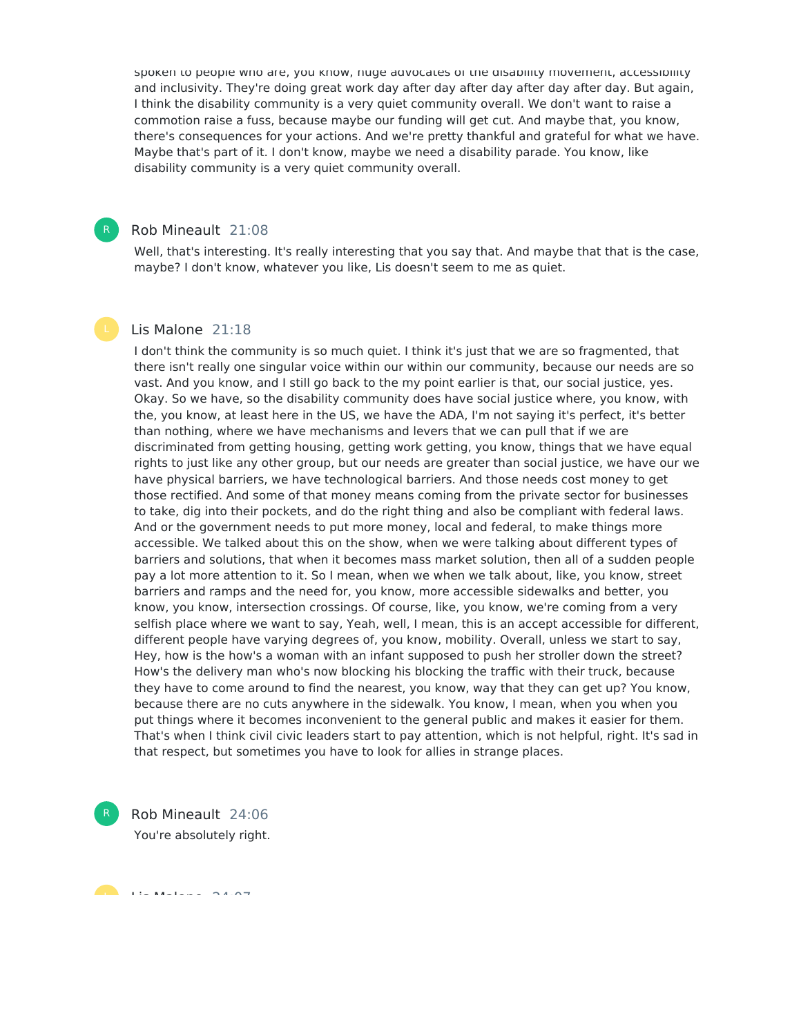spoken to people who are, you know, huge advocates of the disability movement, accessibility and inclusivity. They're doing great work day after day after day after day after day. But again, I think the disability community is a very quiet community overall. We don't want to raise a commotion raise a fuss, because maybe our funding will get cut. And maybe that, you know, there's consequences for your actions. And we're pretty thankful and grateful for what we have. Maybe that's part of it. I don't know, maybe we need a disability parade. You know, like disability community is a very quiet community overall.

**Rob Mineault** 21:08

Well, that's interesting. It's really interesting that you say that. And maybe that that is the case, maybe? I don't know, whatever you like, Lis doesn't seem to me as quiet.

**Lis Malone** 21:18

I don't think the community is so much quiet. I think it's just that we are so fragmented, that there isn't really one singular voice within our within our community, because our needs are so vast. And you know, and I still go back to the my point earlier is that, our social justice, yes. Okay. So we have, so the disability community does have social justice where, you know, with the, you know, at least here in the US, we have the ADA, I'm not saying it's perfect, it's better than nothing, where we have mechanisms and levers that we can pull that if we are discriminated from getting housing, getting work getting, you know, things that we have equal rights to just like any other group, but our needs are greater than social justice, we have our we have physical barriers, we have technological barriers. And those needs cost money to get those rectified. And some of that money means coming from the private sector for businesses to take, dig into their pockets, and do the right thing and also be compliant with federal laws. And or the government needs to put more money, local and federal, to make things more accessible. We talked about this on the show, when we were talking about different types of barriers and solutions, that when it becomes mass market solution, then all of a sudden people pay a lot more attention to it. So I mean, when we when we talk about, like, you know, street barriers and ramps and the need for, you know, more accessible sidewalks and better, you know, you know, intersection crossings. Of course, like, you know, we're coming from a very selfish place where we want to say, Yeah, well, I mean, this is an accept accessible for different, different people have varying degrees of, you know, mobility. Overall, unless we start to say, Hey, how is the how's a woman with an infant supposed to push her stroller down the street? How's the delivery man who's now blocking his blocking the traffic with their truck, because they have to come around to find the nearest, you know, way that they can get up? You know, because there are no cuts anywhere in the sidewalk. You know, I mean, when you when you put things where it becomes inconvenient to the general public and makes it easier for them. That's when I think civil civic leaders start to pay attention, which is not helpful, right. It's sad in that respect, but sometimes you have to look for allies in strange places.

**Rob Mineault** 24:06

You're absolutely right.

**Lis Malone** 24:07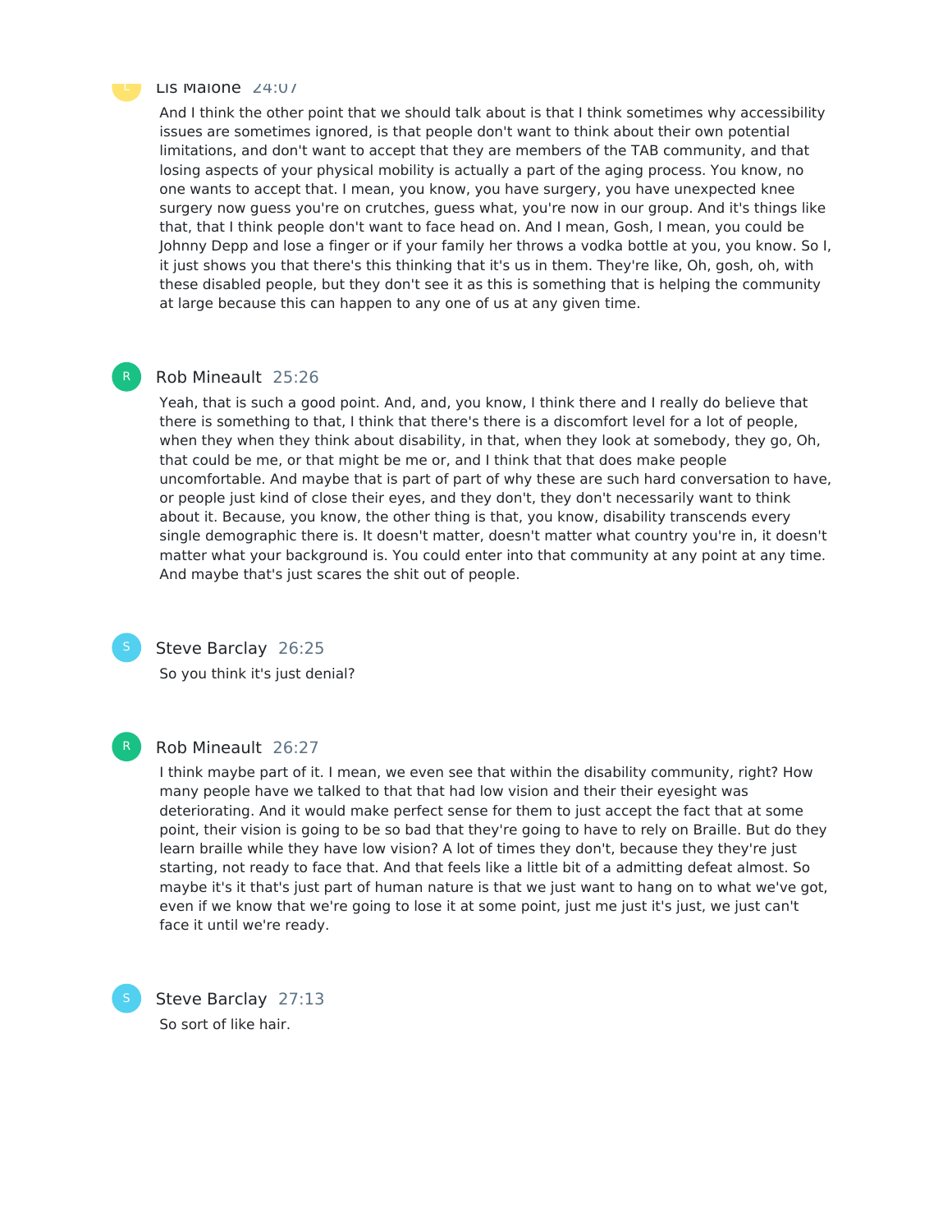Lis Malone 24:07

And I think the other point that we should talk about is that I think sometimes why accessibility issues are sometimes ignored, is that people don't want to think about their own potential limitations, and don't want to accept that they are members of the TAB community, and that losing aspects of your physical mobility is actually a part of the aging process. You know, no one wants to accept that. I mean, you know, you have surgery, you have unexpected knee surgery now guess you're on crutches, guess what, you're now in our group. And it's things like that, that I think people don't want to face head on. And I mean, Gosh, I mean, you could be Johnny Depp and lose a finger or if your family her throws a vodka bottle at you, you know. So I, it just shows you that there's this thinking that it's us in them. They're like, Oh, gosh, oh, with these disabled people, but they don't see it as this is something that is helping the community at large because this can happen to any one of us at any given time.

Rob Mineault 25:26

Yeah, that is such a good point. And, and, you know, I think there and I really do believe that there is something to that, I think that there's there is a discomfort level for a lot of people, when they when they think about disability, in that, when they look at somebody, they go, Oh, that could be me, or that might be me or, and I think that that does make people uncomfortable. And maybe that is part of part of why these are such hard conversation to have, or people just kind of close their eyes, and they don't, they don't necessarily want to think about it. Because, you know, the other thing is that, you know, disability transcends every single demographic there is. It doesn't matter, doesn't matter what country you're in, it doesn't matter what your background is. You could enter into that community at any point at any time. And maybe that's just scares the shit out of people.

Steve Barclay 26:25

So you think it's just denial?

Rob Mineault 26:27

I think maybe part of it. I mean, we even see that within the disability community, right? How many people have we talked to that that had low vision and their their eyesight was deteriorating. And it would make perfect sense for them to just accept the fact that at some point, their vision is going to be so bad that they're going to have to rely on Braille. But do they learn braille while they have low vision? A lot of times they don't, because they they're just starting, not ready to face that. And that feels like a little bit of a admitting defeat almost. So maybe it's it that's just part of human nature is that we just want to hang on to what we've got, even if we know that we're going to lose it at some point, just me just it's just, we just can't face it until we're ready.

Steve Barclay 27:13

So sort of like hair.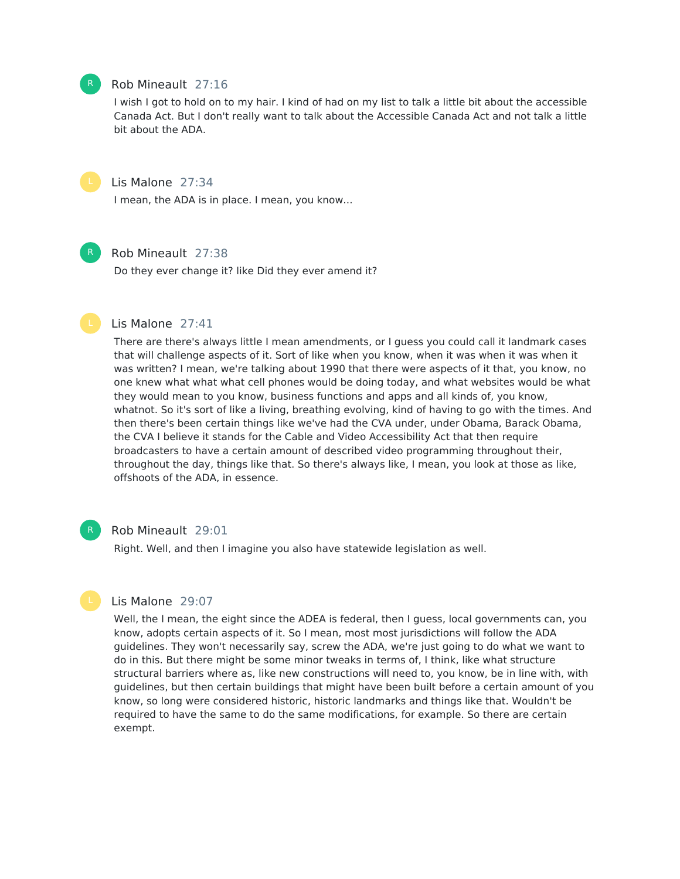R

Rob Mineault 27:16

I wish I got to hold on to my hair. I kind of had on my list to talk a little bit about the accessible Canada Act. But I don't really want to talk about the Accessible Canada Act and not talk a little bit about the ADA.

L

Lis Malone 27:34

I mean, the ADA is in place. I mean, you know...

R

Rob Mineault 27:38

Do they ever change it? like Did they ever amend it?

L

Lis Malone 27:41

There are there's always little I mean amendments, or I guess you could call it landmark cases that will challenge aspects of it. Sort of like when you know, when it was when it was when it was written? I mean, we're talking about 1990 that there were aspects of it that, you know, no one knew what what what cell phones would be doing today, and what websites would be what they would mean to you know, business functions and apps and all kinds of, you know, whatnot. So it's sort of like a living, breathing evolving, kind of having to go with the times. And then there's been certain things like we've had the CVA under, under Obama, Barack Obama, the CVA I believe it stands for the Cable and Video Accessibility Act that then require broadcasters to have a certain amount of described video programming throughout their, throughout the day, things like that. So there's always like, I mean, you look at those as like, offshoots of the ADA, in essence.

R

Rob Mineault 29:01

Right. Well, and then I imagine you also have statewide legislation as well.

L

Lis Malone 29:07

Well, the I mean, the eight since the ADEA is federal, then I guess, local governments can, you know, adopts certain aspects of it. So I mean, most most jurisdictions will follow the ADA guidelines. They won't necessarily say, screw the ADA, we're just going to do what we want to do in this. But there might be some minor tweaks in terms of, I think, like what structure structural barriers where as, like new constructions will need to, you know, be in line with, with guidelines, but then certain buildings that might have been built before a certain amount of you know, so long were considered historic, historic landmarks and things like that. Wouldn't be required to have the same to do the same modifications, for example. So there are certain exempt.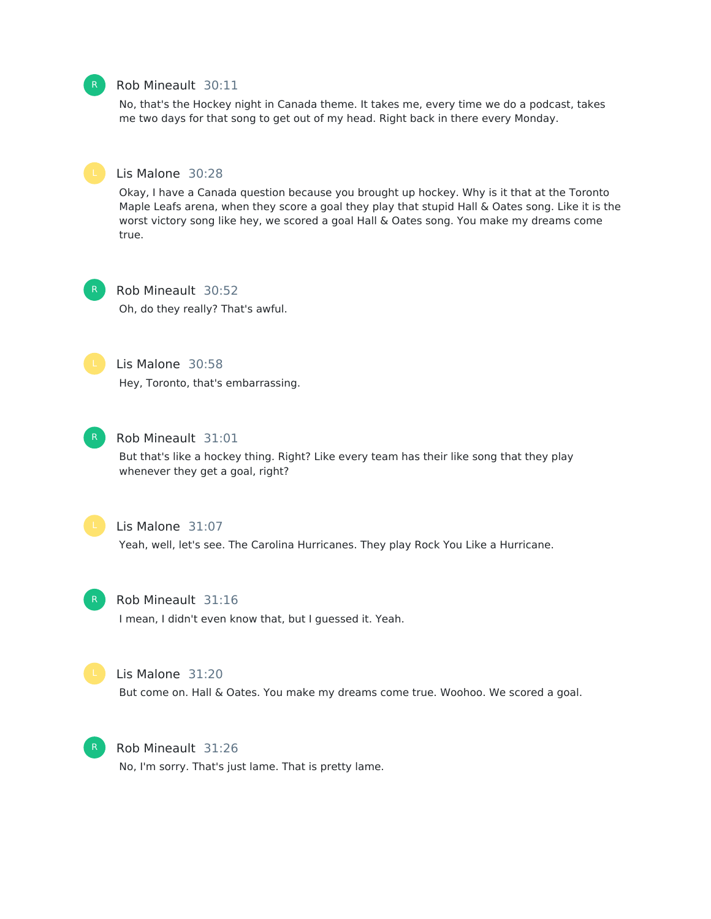Rob Mineault 30:11

No, that's the Hockey night in Canada theme. It takes me, every time we do a podcast, takes me two days for that song to get out of my head. Right back in there every Monday.

Lis Malone 30:28

Okay, I have a Canada question because you brought up hockey. Why is it that at the Toronto Maple Leafs arena, when they score a goal they play that stupid Hall & Oates song. Like it is the worst victory song like hey, we scored a goal Hall & Oates song. You make my dreams come true.

Rob Mineault 30:52

Oh, do they really? That's awful.

Lis Malone 30:58

Hey, Toronto, that's embarrassing.

Rob Mineault 31:01

But that's like a hockey thing. Right? Like every team has their like song that they play whenever they get a goal, right?

Lis Malone 31:07

Yeah, well, let's see. The Carolina Hurricanes. They play Rock You Like a Hurricane.

Rob Mineault 31:16

I mean, I didn't even know that, but I guessed it. Yeah.

Lis Malone 31:20

But come on. Hall & Oates. You make my dreams come true. Woohoo. We scored a goal.

Rob Mineault 31:26

No, I'm sorry. That's just lame. That is pretty lame.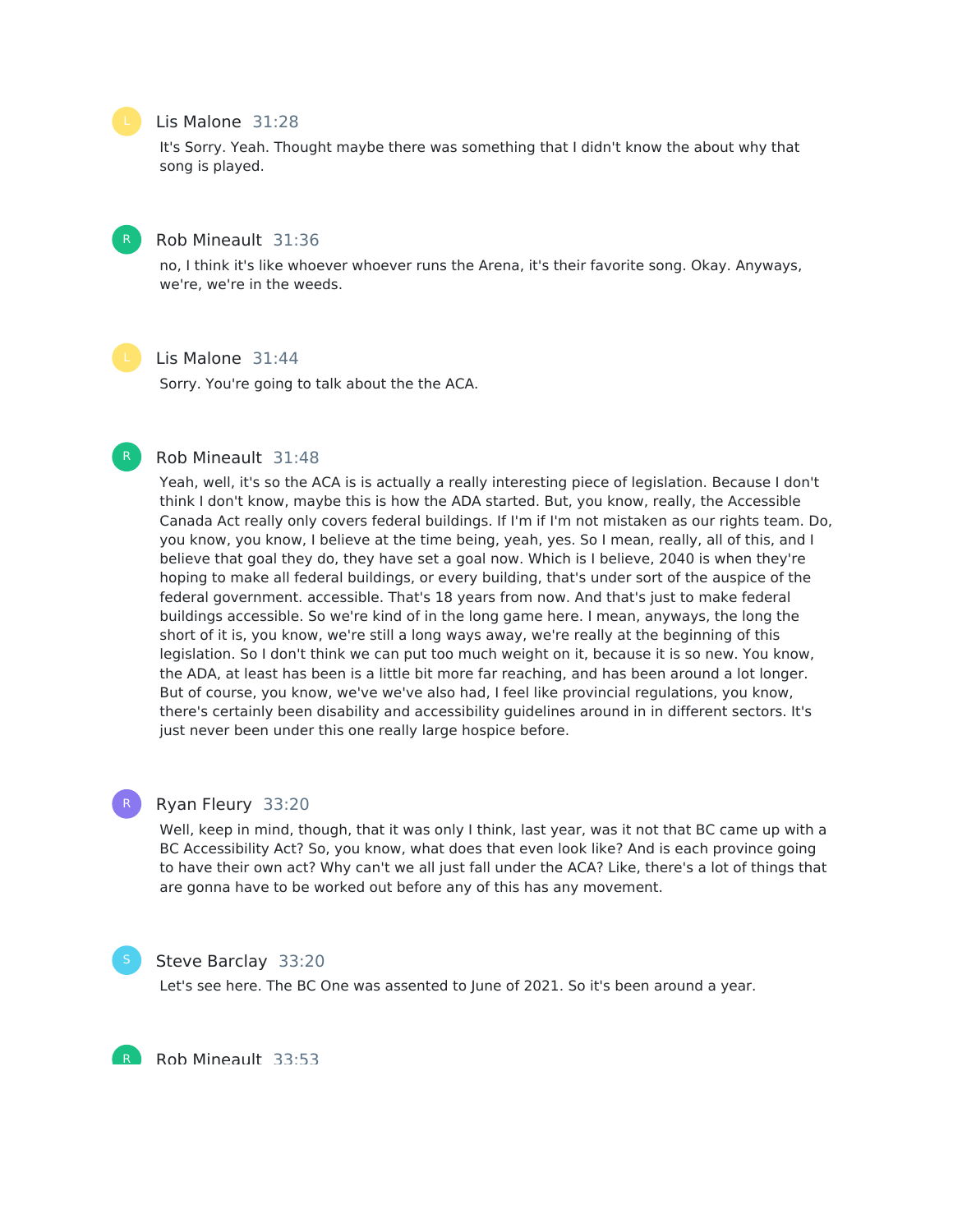Lis Malone 31:28

It's Sorry. Yeah. Thought maybe there was something that I didn't know the about why that song is played.

Rob Mineault 31:36

no, I think it's like whoever whoever runs the Arena, it's their favorite song. Okay. Anyways, we're, we're in the weeds.

Lis Malone 31:44

Sorry. You're going to talk about the the ACA.

Rob Mineault 31:48

Yeah, well, it's so the ACA is is actually a really interesting piece of legislation. Because I don't think I don't know, maybe this is how the ADA started. But, you know, really, the Accessible Canada Act really only covers federal buildings. If I'm if I'm not mistaken as our rights team. Do, you know, you know, I believe at the time being, yeah, yes. So I mean, really, all of this, and I believe that goal they do, they have set a goal now. Which is I believe, 2040 is when they're hoping to make all federal buildings, or every building, that's under sort of the auspice of the federal government. accessible. That's 18 years from now. And that's just to make federal buildings accessible. So we're kind of in the long game here. I mean, anyways, the long the short of it is, you know, we're still a long ways away, we're really at the beginning of this legislation. So I don't think we can put too much weight on it, because it is so new. You know, the ADA, at least has been is a little bit more far reaching, and has been around a lot longer. But of course, you know, we've we've also had, I feel like provincial regulations, you know, there's certainly been disability and accessibility guidelines around in in different sectors. It's just never been under this one really large hospice before.

Ryan Fleury 33:20

Well, keep in mind, though, that it was only I think, last year, was it not that BC came up with a BC Accessibility Act? So, you know, what does that even look like? And is each province going to have their own act? Why can't we all just fall under the ACA? Like, there's a lot of things that are gonna have to be worked out before any of this has any movement.

Steve Barclay 33:20

Let's see here. The BC One was assented to June of 2021. So it's been around a year.

Rob Mineault 33:53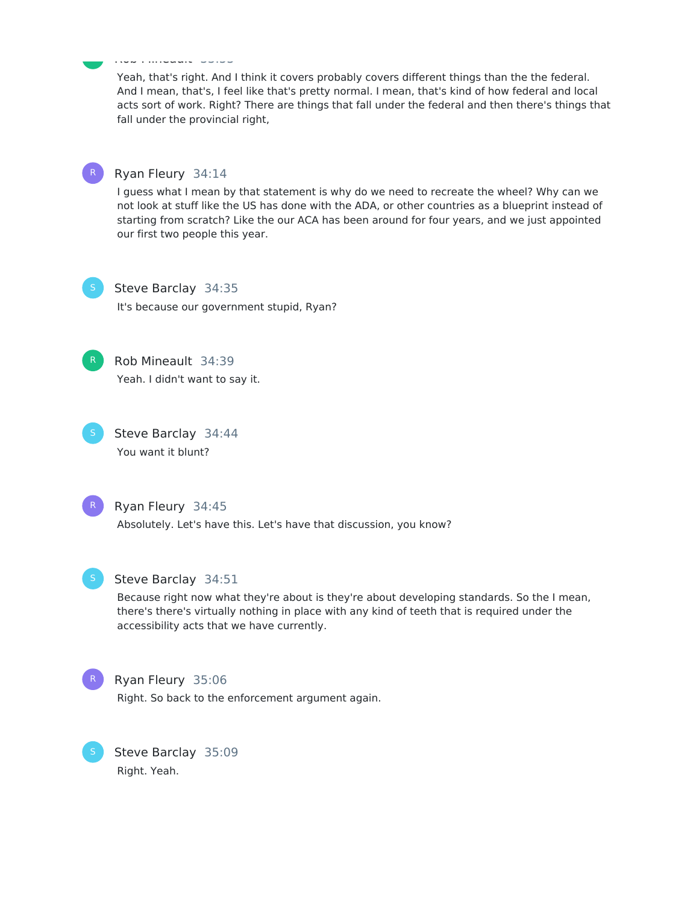Yeah, that's right. And I think it covers probably covers different things than the the federal. And I mean, that's, I feel like that's pretty normal. I mean, that's kind of how federal and local acts sort of work. Right? There are things that fall under the federal and then there's things that fall under the provincial right,

**Ryan Fleury** 34:14

I guess what I mean by that statement is why do we need to recreate the wheel? Why can we not look at stuff like the US has done with the ADA, or other countries as a blueprint instead of starting from scratch? Like the our ACA has been around for four years, and we just appointed our first two people this year.

**Steve Barclay** 34:35

It's because our government stupid, Ryan?

**Rob Mineault** 34:39

Yeah. I didn't want to say it.

**Steve Barclay** 34:44

You want it blunt?

**Ryan Fleury** 34:45

Absolutely. Let's have this. Let's have that discussion, you know?

**Steve Barclay** 34:51

Because right now what they're about is they're about developing standards. So the I mean, there's there's virtually nothing in place with any kind of teeth that is required under the accessibility acts that we have currently.

**Ryan Fleury** 35:06

Right. So back to the enforcement argument again.

**Steve Barclay** 35:09

Right. Yeah.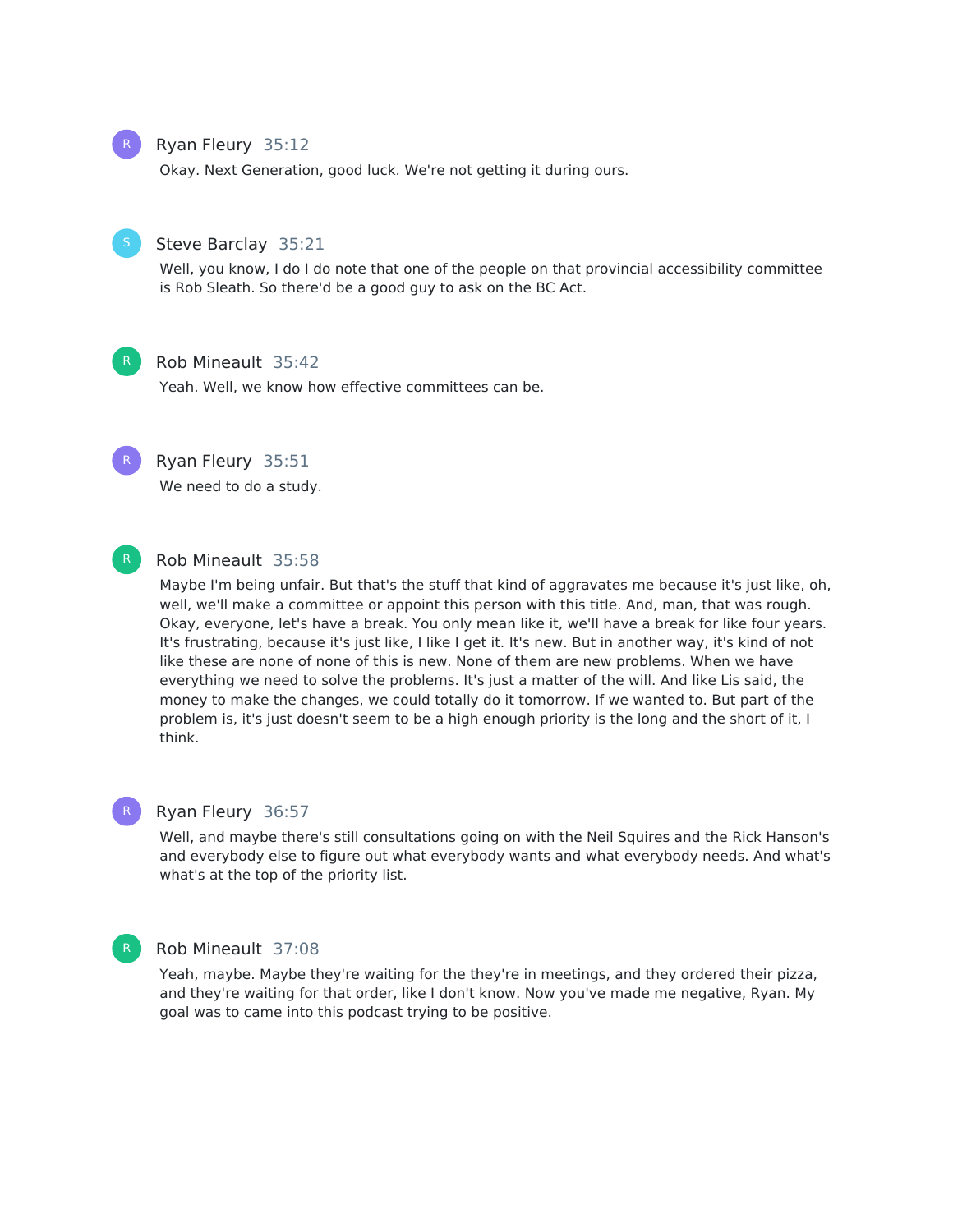Ryan Fleury 35:12

Okay. Next Generation, good luck. We're not getting it during ours.

Steve Barclay 35:21

Well, you know, I do I do note that one of the people on that provincial accessibility committee is Rob Sleath. So there'd be a good guy to ask on the BC Act.

Rob Mineault 35:42

Yeah. Well, we know how effective committees can be.

Ryan Fleury 35:51

We need to do a study.

Rob Mineault 35:58

Maybe I'm being unfair. But that's the stuff that kind of aggravates me because it's just like, oh, well, we'll make a committee or appoint this person with this title. And, man, that was rough. Okay, everyone, let's have a break. You only mean like it, we'll have a break for like four years. It's frustrating, because it's just like, I like I get it. It's new. But in another way, it's kind of not like these are none of none of this is new. None of them are new problems. When we have everything we need to solve the problems. It's just a matter of the will. And like Lis said, the money to make the changes, we could totally do it tomorrow. If we wanted to. But part of the problem is, it's just doesn't seem to be a high enough priority is the long and the short of it, I think.

Ryan Fleury 36:57

Well, and maybe there's still consultations going on with the Neil Squires and the Rick Hanson's and everybody else to figure out what everybody wants and what everybody needs. And what's what's at the top of the priority list.

Rob Mineault 37:08

Yeah, maybe. Maybe they're waiting for the they're in meetings, and they ordered their pizza, and they're waiting for that order, like I don't know. Now you've made me negative, Ryan. My goal was to came into this podcast trying to be positive.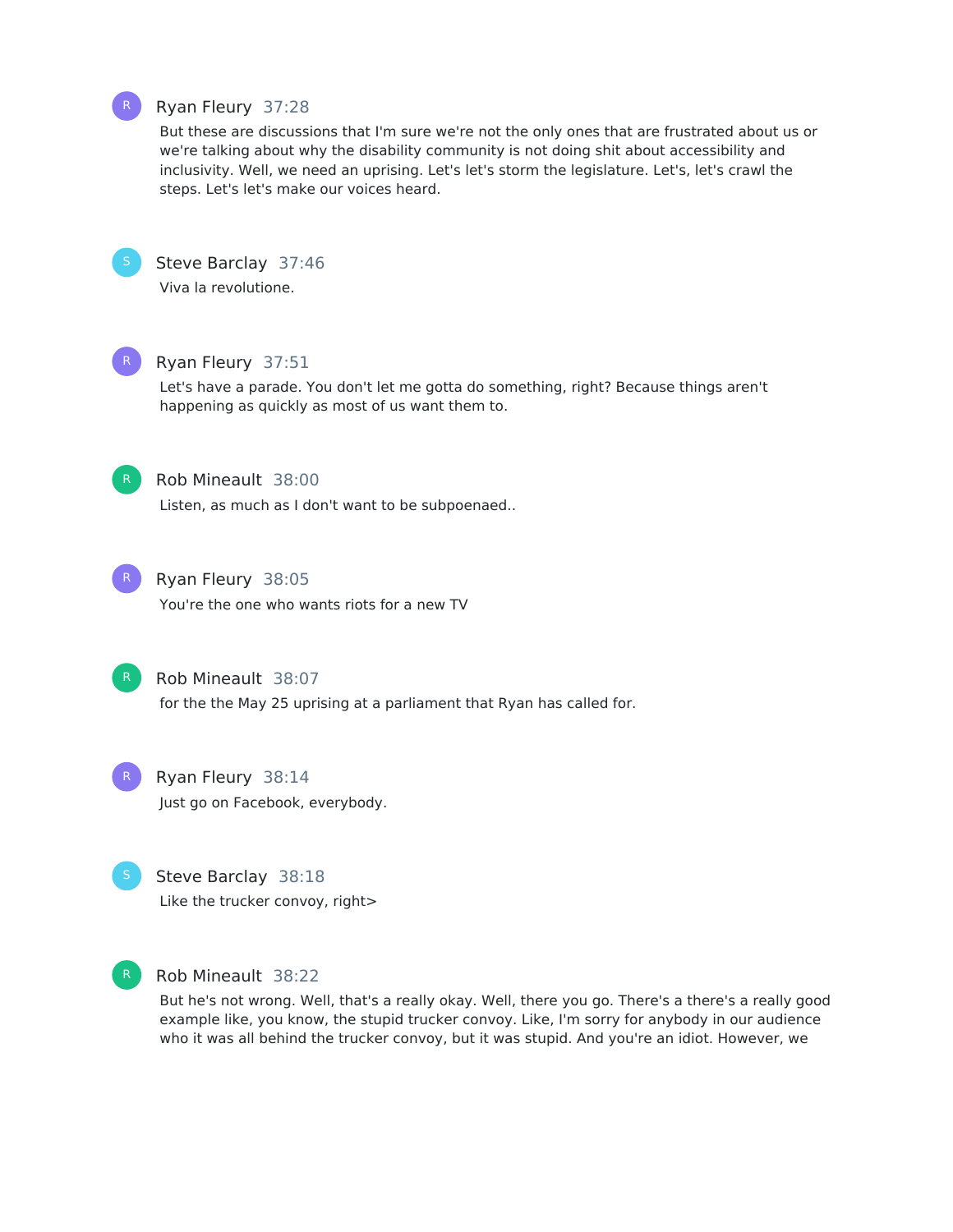**Ryan Fleury** 37:28

But these are discussions that I'm sure we're not the only ones that are frustrated about us or we're talking about why the disability community is not doing shit about accessibility and inclusivity. Well, we need an uprising. Let's let's storm the legislature. Let's, let's crawl the steps. Let's let's make our voices heard.

**Steve Barclay** 37:46

Viva la revolutione.

**Ryan Fleury** 37:51

Let's have a parade. You don't let me gotta do something, right? Because things aren't happening as quickly as most of us want them to.

**Rob Mineault** 38:00

Listen, as much as I don't want to be subpoenaed..

**Ryan Fleury** 38:05

You're the one who wants riots for a new TV

**Rob Mineault** 38:07

for the the May 25 uprising at a parliament that Ryan has called for.

**Ryan Fleury** 38:14

Just go on Facebook, everybody.

**Steve Barclay** 38:18

Like the trucker convoy, right>

**Rob Mineault** 38:22

But he's not wrong. Well, that's a really okay. Well, there you go. There's a there's a really good example like, you know, the stupid trucker convoy. Like, I'm sorry for anybody in our audience who it was all behind the trucker convoy, but it was stupid. And you're an idiot. However, we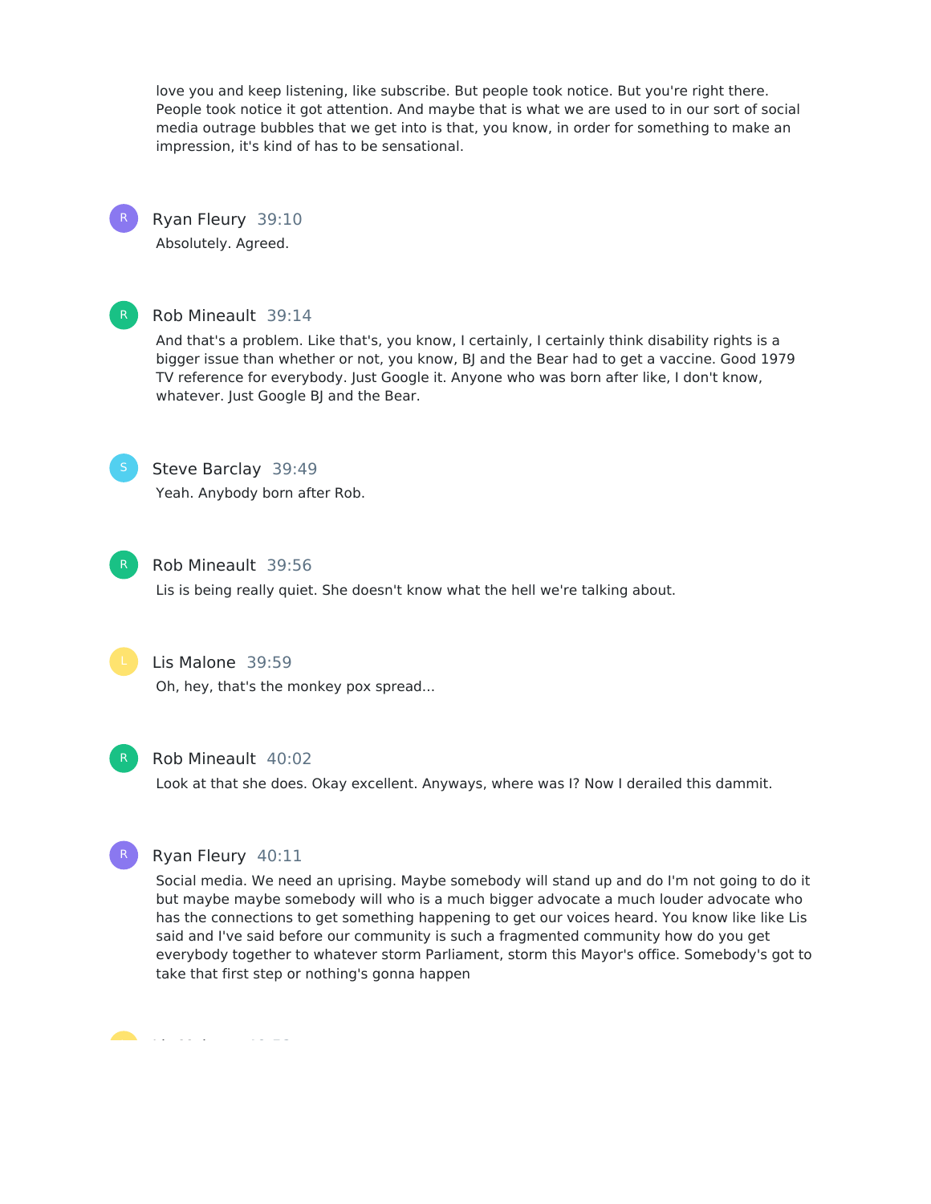love you and keep listening, like subscribe. But people took notice. But you're right there. People took notice it got attention. And maybe that is what we are used to in our sort of social media outrage bubbles that we get into is that, you know, in order for something to make an impression, it's kind of has to be sensational.

**Ryan Fleury** 39:10

Absolutely. Agreed.

**Rob Mineault** 39:14

And that's a problem. Like that's, you know, I certainly, I certainly think disability rights is a bigger issue than whether or not, you know, BJ and the Bear had to get a vaccine. Good 1979 TV reference for everybody. Just Google it. Anyone who was born after like, I don't know, whatever. Just Google BJ and the Bear.

**Steve Barclay** 39:49

Yeah. Anybody born after Rob.

**Rob Mineault** 39:56

Lis is being really quiet. She doesn't know what the hell we're talking about.

**Lis Malone** 39:59

Oh, hey, that's the monkey pox spread...

**Rob Mineault** 40:02

Look at that she does. Okay excellent. Anyways, where was I? Now I derailed this dammit.

**Ryan Fleury** 40:11

Social media. We need an uprising. Maybe somebody will stand up and do I'm not going to do it but maybe maybe somebody will who is a much bigger advocate a much louder advocate who has the connections to get something happening to get our voices heard. You know like like Lis said and I've said before our community is such a fragmented community how do you get everybody together to whatever storm Parliament, storm this Mayor's office. Somebody's got to take that first step or nothing's gonna happen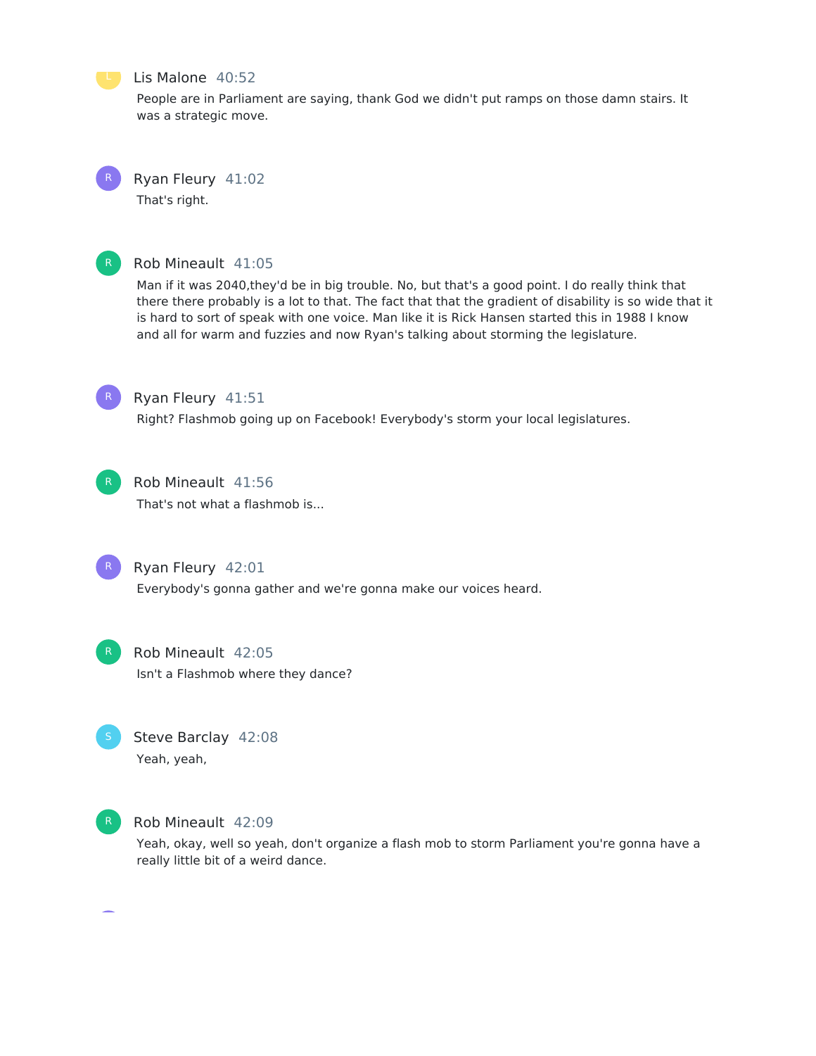**Lis Malone** 40:52

People are in Parliament are saying, thank God we didn't put ramps on those damn stairs. It was a strategic move.

**Ryan Fleury** 41:02

That's right.

**Rob Mineault** 41:05

Man if it was 2040,they'd be in big trouble. No, but that's a good point. I do really think that there there probably is a lot to that. The fact that that the gradient of disability is so wide that it is hard to sort of speak with one voice. Man like it is Rick Hansen started this in 1988 I know and all for warm and fuzzies and now Ryan's talking about storming the legislature.

**Ryan Fleury** 41:51

Right? Flashmob going up on Facebook! Everybody's storm your local legislatures.

**Rob Mineault** 41:56

That's not what a flashmob is...

**Ryan Fleury** 42:01

Everybody's gonna gather and we're gonna make our voices heard.

**Rob Mineault** 42:05

Isn't a Flashmob where they dance?

**Steve Barclay** 42:08

Yeah, yeah,

**Rob Mineault** 42:09

Yeah, okay, well so yeah, don't organize a flash mob to storm Parliament you're gonna have a really little bit of a weird dance.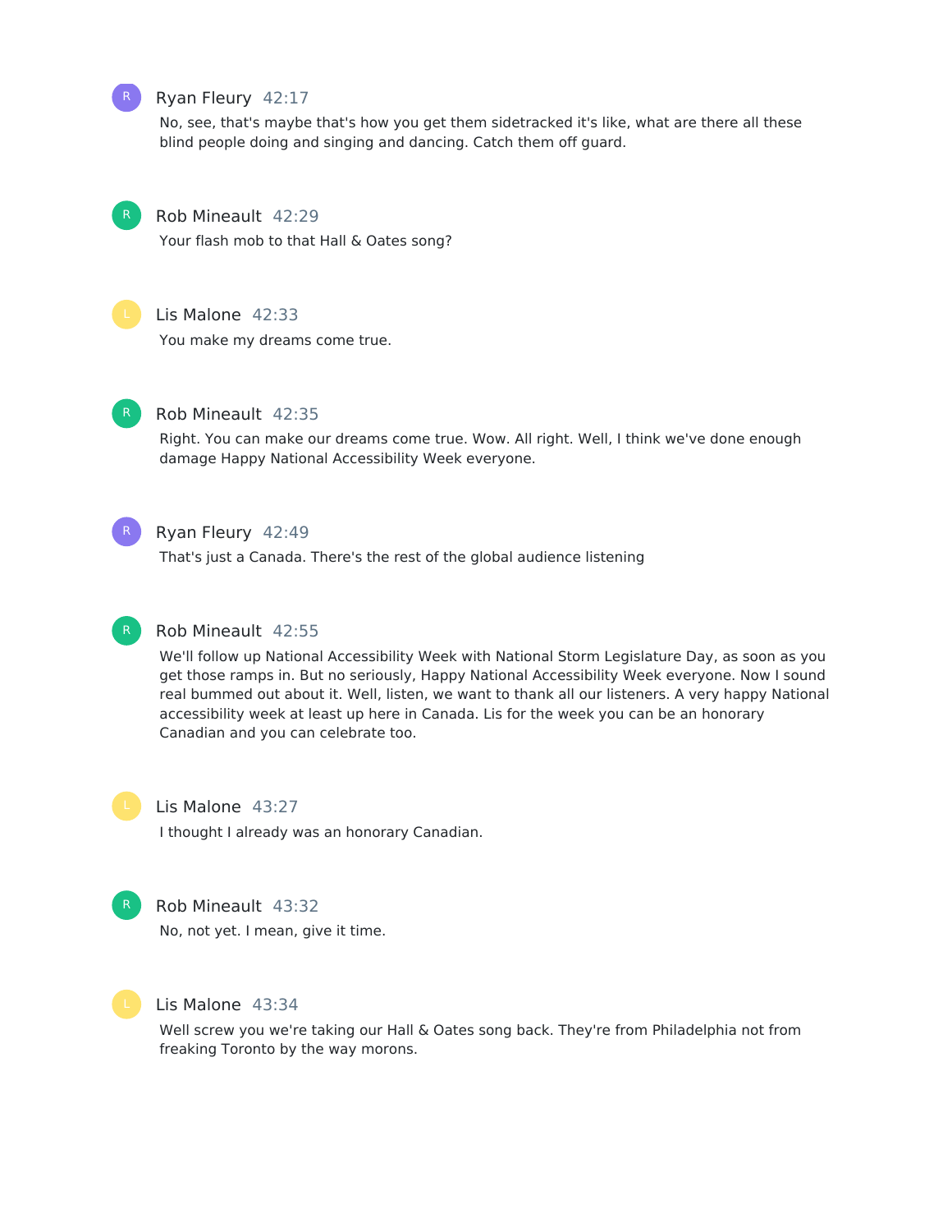Ryan Fleury 42:17

No, see, that's maybe that's how you get them sidetracked it's like, what are there all these blind people doing and singing and dancing. Catch them off guard.

Rob Mineault 42:29

Your flash mob to that Hall & Oates song?

Lis Malone 42:33

You make my dreams come true.

Rob Mineault 42:35

Right. You can make our dreams come true. Wow. All right. Well, I think we've done enough damage Happy National Accessibility Week everyone.

Ryan Fleury 42:49

That's just a Canada. There's the rest of the global audience listening

Rob Mineault 42:55

We'll follow up National Accessibility Week with National Storm Legislature Day, as soon as you get those ramps in. But no seriously, Happy National Accessibility Week everyone. Now I sound real bummed out about it. Well, listen, we want to thank all our listeners. A very happy National accessibility week at least up here in Canada. Lis for the week you can be an honorary Canadian and you can celebrate too.

Lis Malone 43:27

I thought I already was an honorary Canadian.

Rob Mineault 43:32

No, not yet. I mean, give it time.

Lis Malone 43:34

Well screw you we're taking our Hall & Oates song back. They're from Philadelphia not from freaking Toronto by the way morons.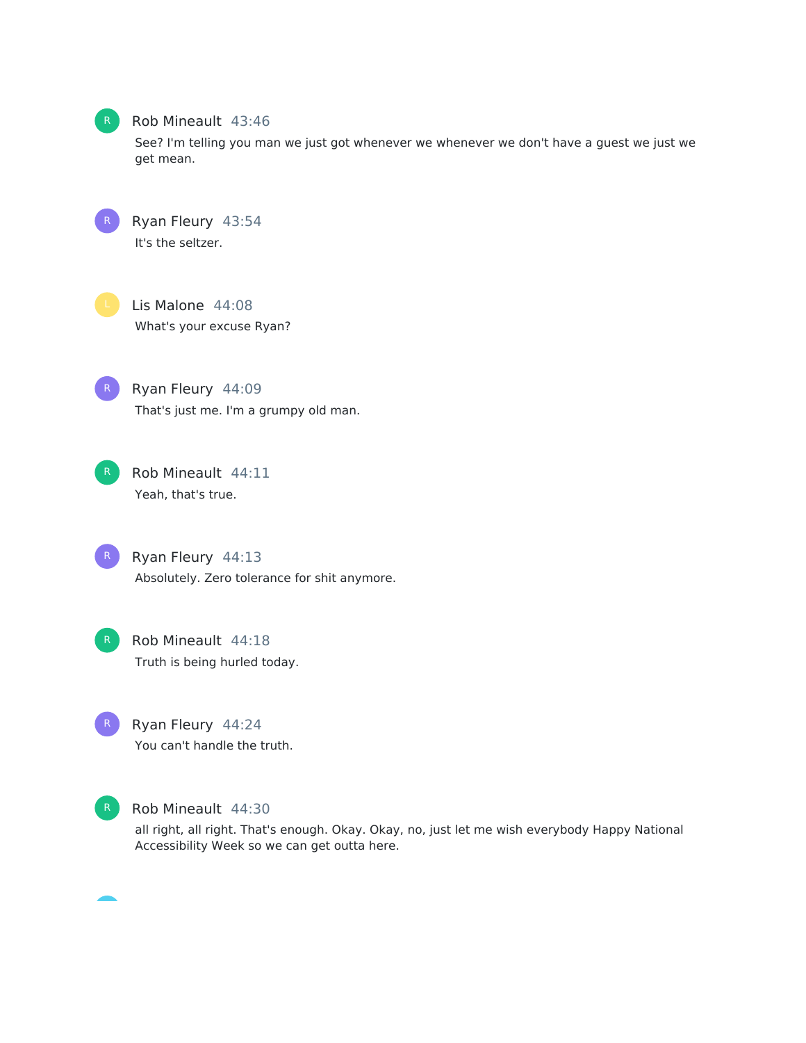Rob Mineault 43:46

See? I'm telling you man we just got whenever we whenever we don't have a guest we just we get mean.

Ryan Fleury 43:54

It's the seltzer.

Lis Malone 44:08

What's your excuse Ryan?

Ryan Fleury 44:09

That's just me. I'm a grumpy old man.

Rob Mineault 44:11

Yeah, that's true.

Ryan Fleury 44:13

Absolutely. Zero tolerance for shit anymore.

Rob Mineault 44:18

Truth is being hurled today.

Ryan Fleury 44:24

You can't handle the truth.

Rob Mineault 44:30

all right, all right. That's enough. Okay. Okay, no, just let me wish everybody Happy National Accessibility Week so we can get outta here.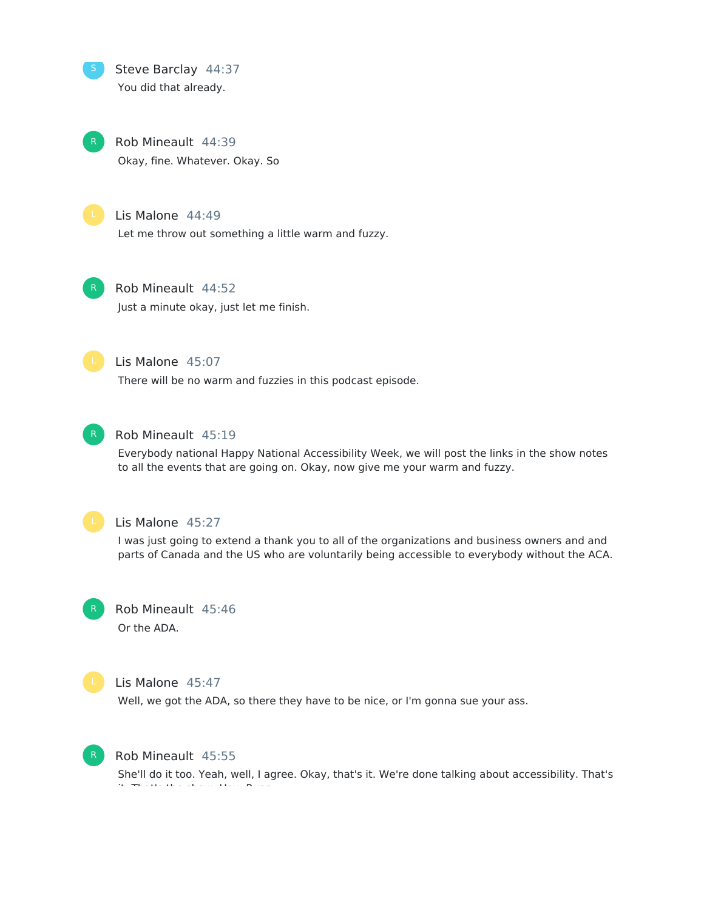Steve Barclay 44:37
You did that already.

Rob Mineault 44:39
Okay, fine. Whatever. Okay. So

Lis Malone 44:49
Let me throw out something a little warm and fuzzy.

Rob Mineault 44:52
Just a minute okay, just let me finish.

Lis Malone 45:07
There will be no warm and fuzzies in this podcast episode.

Rob Mineault 45:19
Everybody national Happy National Accessibility Week, we will post the links in the show notes to all the events that are going on. Okay, now give me your warm and fuzzy.

Lis Malone 45:27
I was just going to extend a thank you to all of the organizations and business owners and and parts of Canada and the US who are voluntarily being accessible to everybody without the ACA.

Rob Mineault 45:46
Or the ADA.

Lis Malone 45:47
Well, we got the ADA, so there they have to be nice, or I'm gonna sue your ass.

Rob Mineault 45:55
She'll do it too. Yeah, well, I agree. Okay, that's it. We're done talking about accessibility. That's it. That's the show. Hey, Ryan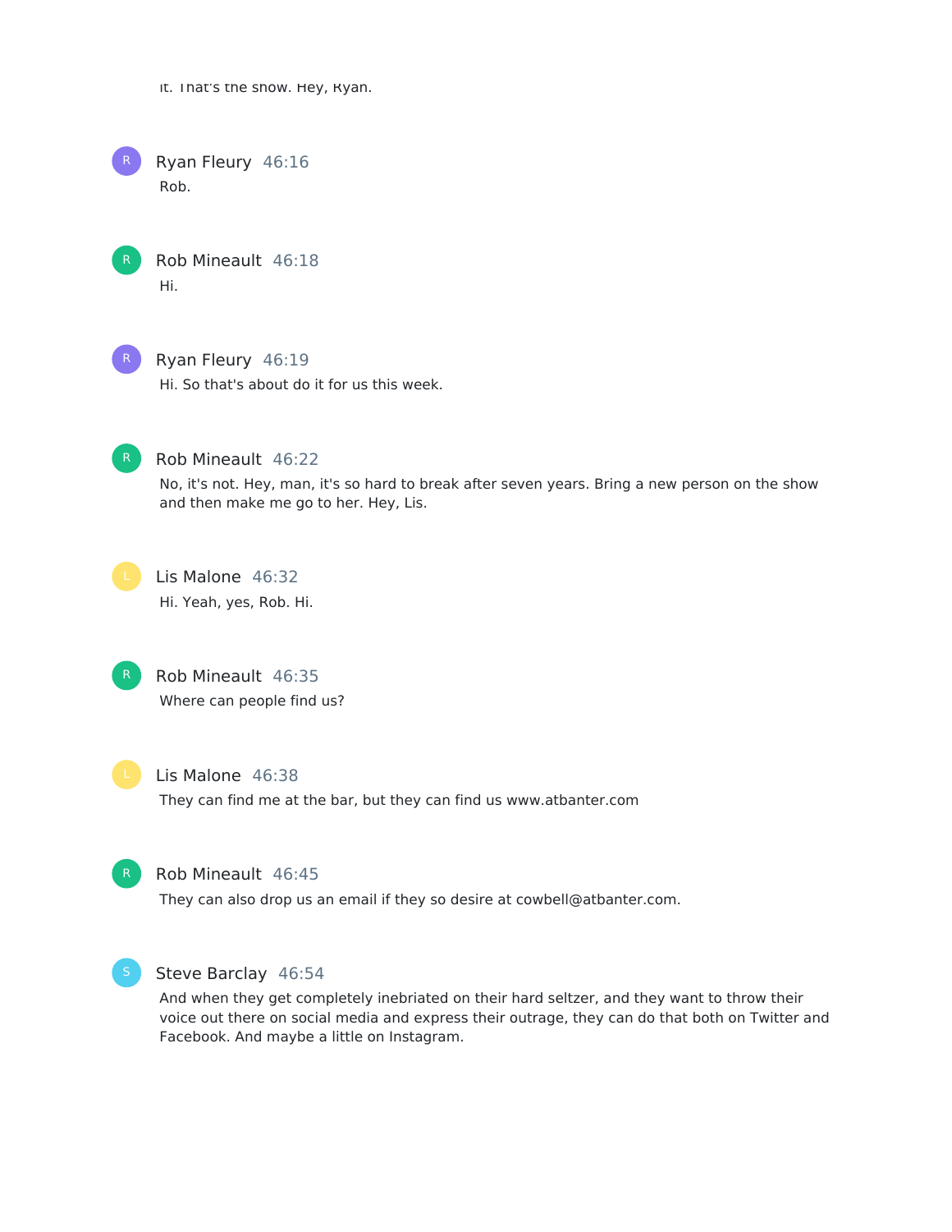it. That's the show. Hey, Ryan.

Ryan Fleury 46:16

Rob.

Rob Mineault 46:18

Hi.

Ryan Fleury 46:19

Hi. So that's about do it for us this week.

Rob Mineault 46:22

No, it's not. Hey, man, it's so hard to break after seven years. Bring a new person on the show and then make me go to her. Hey, Lis.

Lis Malone 46:32

Hi. Yeah, yes, Rob. Hi.

Rob Mineault 46:35

Where can people find us?

Lis Malone 46:38

They can find me at the bar, but they can find us www.atbanter.com

Rob Mineault 46:45

They can also drop us an email if they so desire at cowbell@atbanter.com.

Steve Barclay 46:54

And when they get completely inebriated on their hard seltzer, and they want to throw their voice out there on social media and express their outrage, they can do that both on Twitter and Facebook. And maybe a little on Instagram.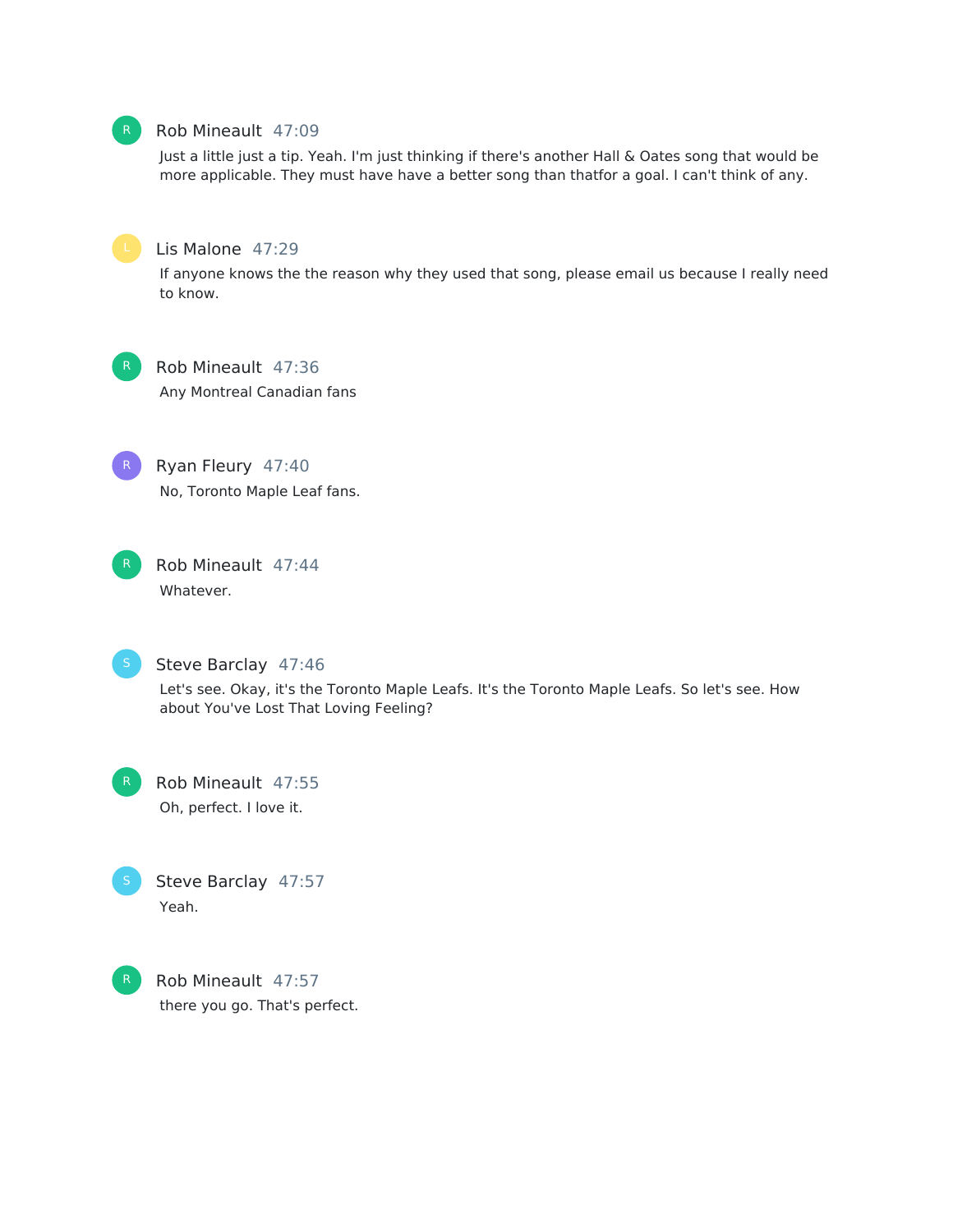Rob Mineault 47:09

Just a little just a tip. Yeah. I'm just thinking if there's another Hall & Oates song that would be more applicable. They must have have a better song than thatfor a goal. I can't think of any.

Lis Malone 47:29

If anyone knows the the reason why they used that song, please email us because I really need to know.

Rob Mineault 47:36

Any Montreal Canadian fans

Ryan Fleury 47:40

No, Toronto Maple Leaf fans.

Rob Mineault 47:44

Whatever.

Steve Barclay 47:46

Let's see. Okay, it's the Toronto Maple Leafs. It's the Toronto Maple Leafs. So let's see. How about You've Lost That Loving Feeling?

Rob Mineault 47:55

Oh, perfect. I love it.

Steve Barclay 47:57

Yeah.

Rob Mineault 47:57

there you go. That's perfect.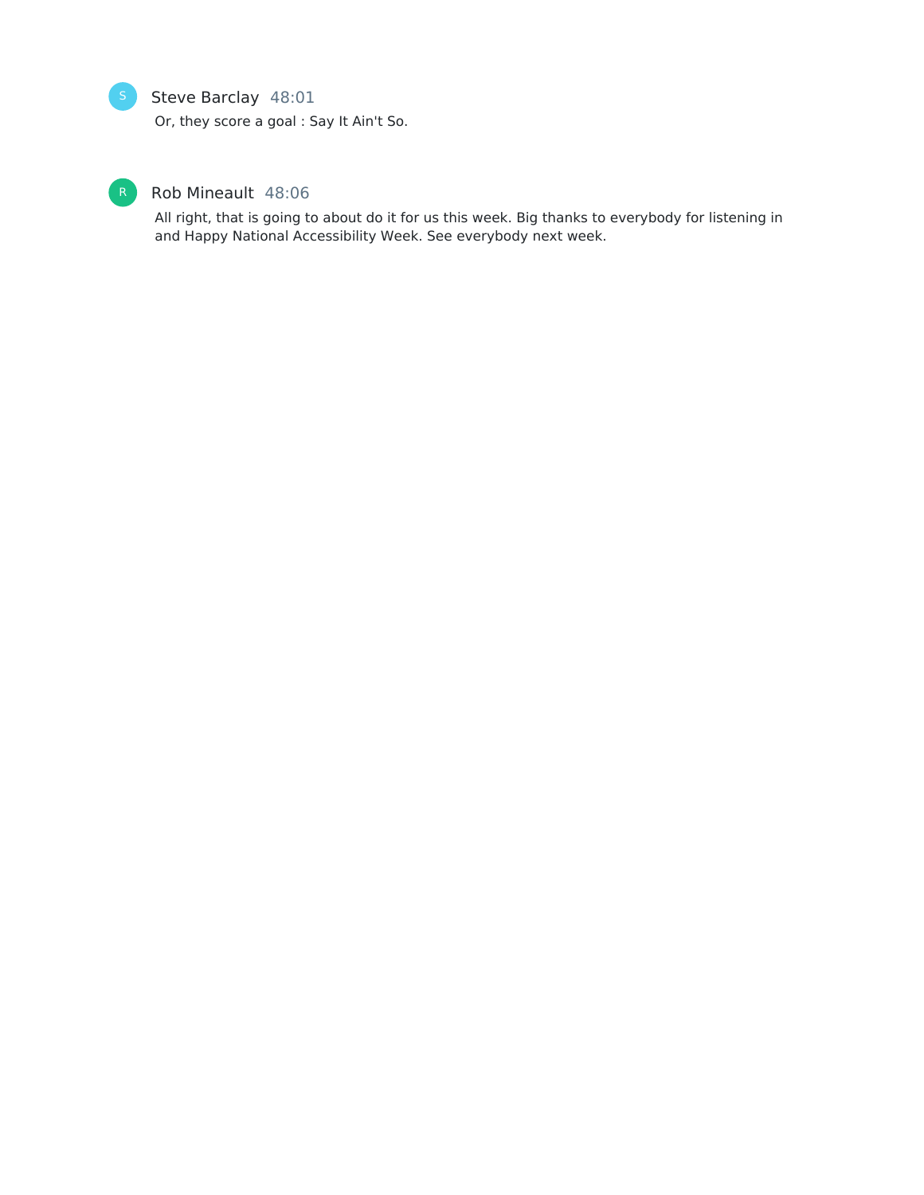S

Steve Barclay 48:01

Or, they score a goal : Say It Ain't So.

R

Rob Mineault 48:06

All right, that is going to about do it for us this week. Big thanks to everybody for listening in and Happy National Accessibility Week. See everybody next week.